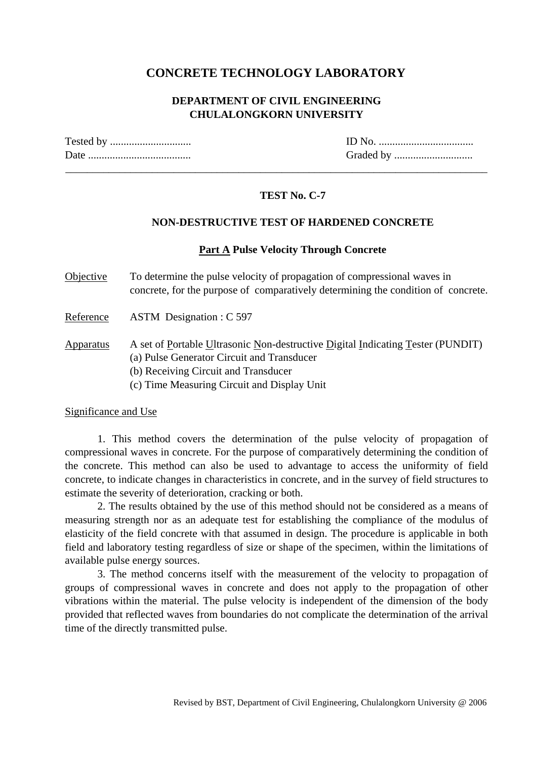# CONCRETE TECHNOLOGY LABORATORY

## DEPARTMENT OF CIVIL ENGINEERING
## CHULALONGKORN UNIVERSITY

Tested by ..............................                                                  ID No. ...................................

Date ......................................                                                  Graded by ............................

---

### TEST No. C-7

### NON-DESTRUCTIVE TEST OF HARDENED CONCRETE

### Part A Pulse Velocity Through Concrete

Objective    To determine the pulse velocity of propagation of compressional waves in concrete, for the purpose of comparatively determining the condition of concrete.

Reference    ASTM Designation : C 597

Apparatus    A set of Portable Ultrasonic Non-destructive Digital Indicating Tester (PUNDIT)
(a) Pulse Generator Circuit and Transducer
(b) Receiving Circuit and Transducer
(c) Time Measuring Circuit and Display Unit

Significance and Use

1. This method covers the determination of the pulse velocity of propagation of compressional waves in concrete. For the purpose of comparatively determining the condition of the concrete. This method can also be used to advantage to access the uniformity of field concrete, to indicate changes in characteristics in concrete, and in the survey of field structures to estimate the severity of deterioration, cracking or both.

2. The results obtained by the use of this method should not be considered as a means of measuring strength nor as an adequate test for establishing the compliance of the modulus of elasticity of the field concrete with that assumed in design. The procedure is applicable in both field and laboratory testing regardless of size or shape of the specimen, within the limitations of available pulse energy sources.

3. The method concerns itself with the measurement of the velocity to propagation of groups of compressional waves in concrete and does not apply to the propagation of other vibrations within the material. The pulse velocity is independent of the dimension of the body provided that reflected waves from boundaries do not complicate the determination of the arrival time of the directly transmitted pulse.

Revised by BST, Department of Civil Engineering, Chulalongkorn University @ 2006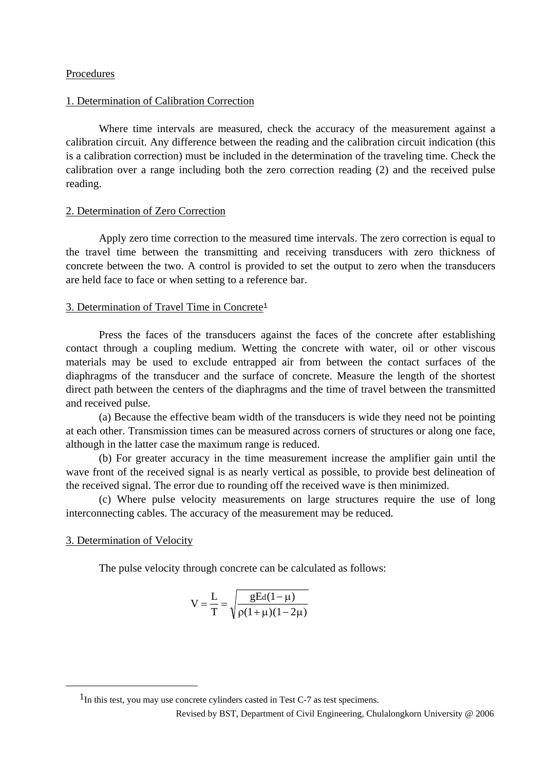Procedures

1. Determination of Calibration Correction

Where time intervals are measured, check the accuracy of the measurement against a calibration circuit. Any difference between the reading and the calibration circuit indication (this is a calibration correction) must be included in the determination of the traveling time. Check the calibration over a range including both the zero correction reading (2) and the received pulse reading.

2. Determination of Zero Correction

Apply zero time correction to the measured time intervals. The zero correction is equal to the travel time between the transmitting and receiving transducers with zero thickness of concrete between the two. A control is provided to set the output to zero when the transducers are held face to face or when setting to a reference bar.

3. Determination of Travel Time in Concrete[1]

Press the faces of the transducers against the faces of the concrete after establishing contact through a coupling medium. Wetting the concrete with water, oil or other viscous materials may be used to exclude entrapped air from between the contact surfaces of the diaphragms of the transducer and the surface of concrete. Measure the length of the shortest direct path between the centers of the diaphragms and the time of travel between the transmitted and received pulse.

(a) Because the effective beam width of the transducers is wide they need not be pointing at each other. Transmission times can be measured across corners of structures or along one face, although in the latter case the maximum range is reduced.

(b) For greater accuracy in the time measurement increase the amplifier gain until the wave front of the received signal is as nearly vertical as possible, to provide best delineation of the received signal. The error due to rounding off the received wave is then minimized.

(c) Where pulse velocity measurements on large structures require the use of long interconnecting cables. The accuracy of the measurement may be reduced.

3. Determination of Velocity

The pulse velocity through concrete can be calculated as follows:

$$V = \frac{L}{T} = \sqrt{\frac{gE_d(1-\mu)}{\rho(1+\mu)(1-2\mu)}}$$

[1] In this test, you may use concrete cylinders casted in Test C-7 as test specimens.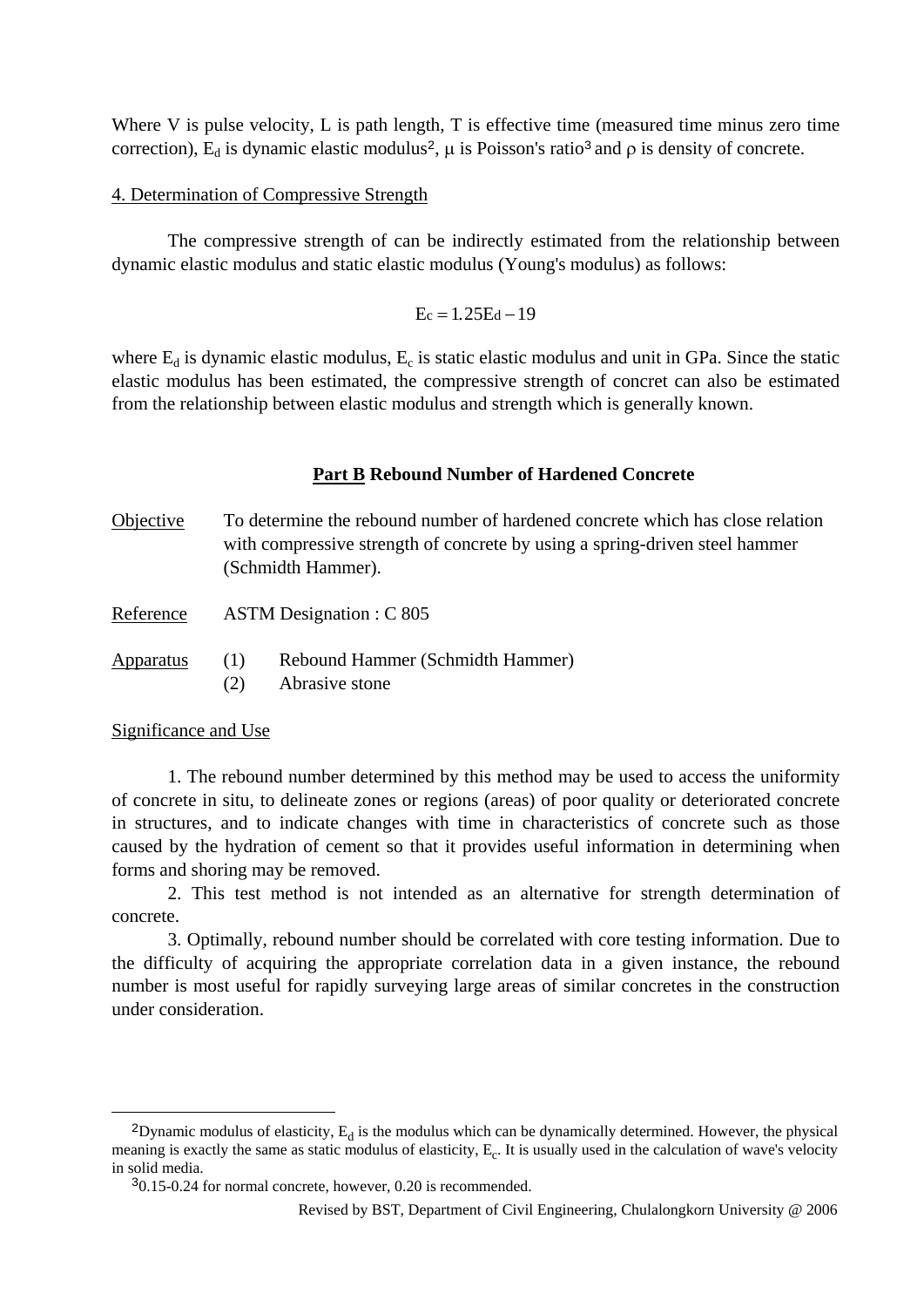Where V is pulse velocity, L is path length, T is effective time (measured time minus zero time correction), $E_d$ is dynamic elastic modulus[2], μ is Poisson's ratio[3] and ρ is density of concrete.

4. Determination of Compressive Strength

The compressive strength of can be indirectly estimated from the relationship between dynamic elastic modulus and static elastic modulus (Young's modulus) as follows:

$$E_c = 1.25E_d - 19$$

where $E_d$ is dynamic elastic modulus, $E_c$ is static elastic modulus and unit in GPa. Since the static elastic modulus has been estimated, the compressive strength of concret can also be estimated from the relationship between elastic modulus and strength which is generally known.

## **Part B** Rebound Number of Hardened Concrete

Objective: To determine the rebound number of hardened concrete which has close relation with compressive strength of concrete by using a spring-driven steel hammer (Schmidth Hammer).

Reference: ASTM Designation : C 805

Apparatus:
(1) Rebound Hammer (Schmidth Hammer)
(2) Abrasive stone

Significance and Use

1. The rebound number determined by this method may be used to access the uniformity of concrete in situ, to delineate zones or regions (areas) of poor quality or deteriorated concrete in structures, and to indicate changes with time in characteristics of concrete such as those caused by the hydration of cement so that it provides useful information in determining when forms and shoring may be removed.

2. This test method is not intended as an alternative for strength determination of concrete.

3. Optimally, rebound number should be correlated with core testing information. Due to the difficulty of acquiring the appropriate correlation data in a given instance, the rebound number is most useful for rapidly surveying large areas of similar concretes in the construction under consideration.

---

[2] Dynamic modulus of elasticity, $E_d$ is the modulus which can be dynamically determined. However, the physical meaning is exactly the same as static modulus of elasticity, $E_c$. It is usually used in the calculation of wave's velocity in solid media.

[3] 0.15-0.24 for normal concrete, however, 0.20 is recommended.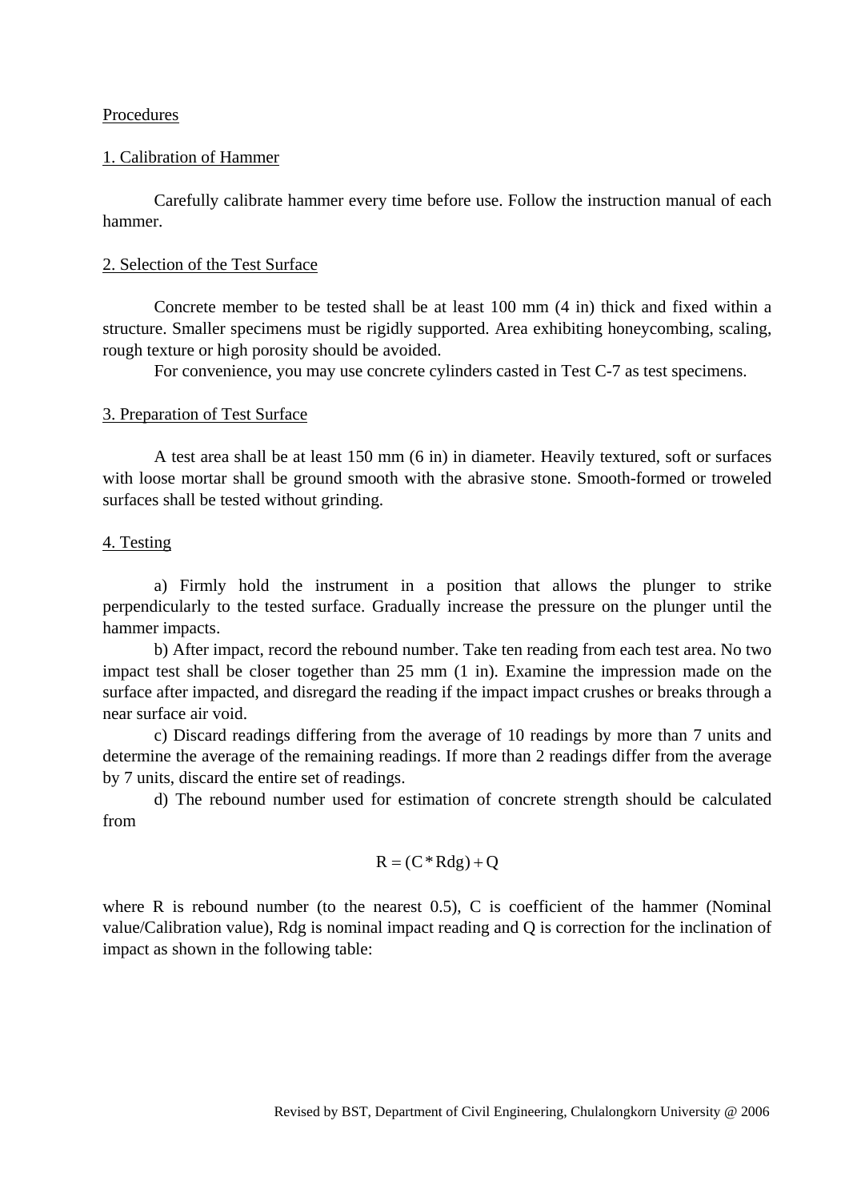Procedures

1. Calibration of Hammer

Carefully calibrate hammer every time before use. Follow the instruction manual of each hammer.

2. Selection of the Test Surface

Concrete member to be tested shall be at least 100 mm (4 in) thick and fixed within a structure. Smaller specimens must be rigidly supported. Area exhibiting honeycombing, scaling, rough texture or high porosity should be avoided.

For convenience, you may use concrete cylinders casted in Test C-7 as test specimens.

3. Preparation of Test Surface

A test area shall be at least 150 mm (6 in) in diameter. Heavily textured, soft or surfaces with loose mortar shall be ground smooth with the abrasive stone. Smooth-formed or troweled surfaces shall be tested without grinding.

4. Testing

a) Firmly hold the instrument in a position that allows the plunger to strike perpendicularly to the tested surface. Gradually increase the pressure on the plunger until the hammer impacts.

b) After impact, record the rebound number. Take ten reading from each test area. No two impact test shall be closer together than 25 mm (1 in). Examine the impression made on the surface after impacted, and disregard the reading if the impact impact crushes or breaks through a near surface air void.

c) Discard readings differing from the average of 10 readings by more than 7 units and determine the average of the remaining readings. If more than 2 readings differ from the average by 7 units, discard the entire set of readings.

d) The rebound number used for estimation of concrete strength should be calculated from

$$R = (C * Rdg) + Q$$

where R is rebound number (to the nearest 0.5), C is coefficient of the hammer (Nominal value/Calibration value), Rdg is nominal impact reading and Q is correction for the inclination of impact as shown in the following table: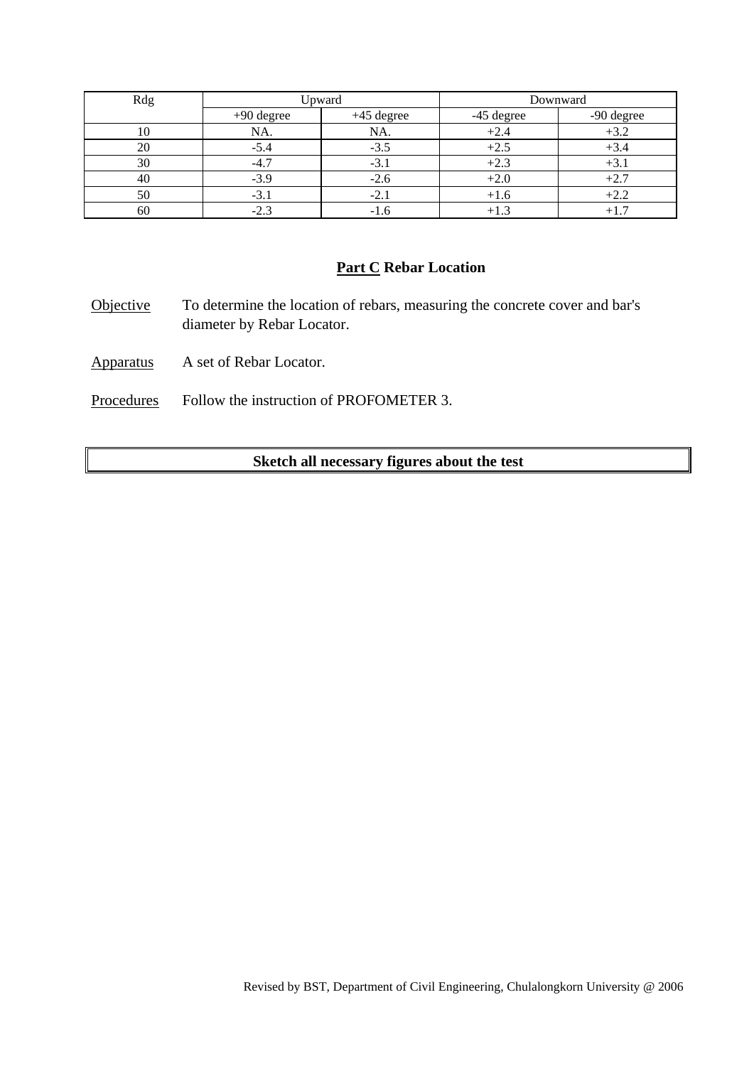| Rdg | Upward | | Downward | |
|---|---|---|---|---|
| | +90 degree | +45 degree | -45 degree | -90 degree |
| 10 | NA. | NA. | +2.4 | +3.2 |
| 20 | -5.4 | -3.5 | +2.5 | +3.4 |
| 30 | -4.7 | -3.1 | +2.3 | +3.1 |
| 40 | -3.9 | -2.6 | +2.0 | +2.7 |
| 50 | -3.1 | -2.1 | +1.6 | +2.2 |
| 60 | -2.3 | -1.6 | +1.3 | +1.7 |

## Part C Rebar Location

Objective: To determine the location of rebars, measuring the concrete cover and bar's diameter by Rebar Locator.

Apparatus: A set of Rebar Locator.

Procedures: Follow the instruction of PROFOMETER 3.

**Sketch all necessary figures about the test**

Revised by BST, Department of Civil Engineering, Chulalongkorn University @ 2006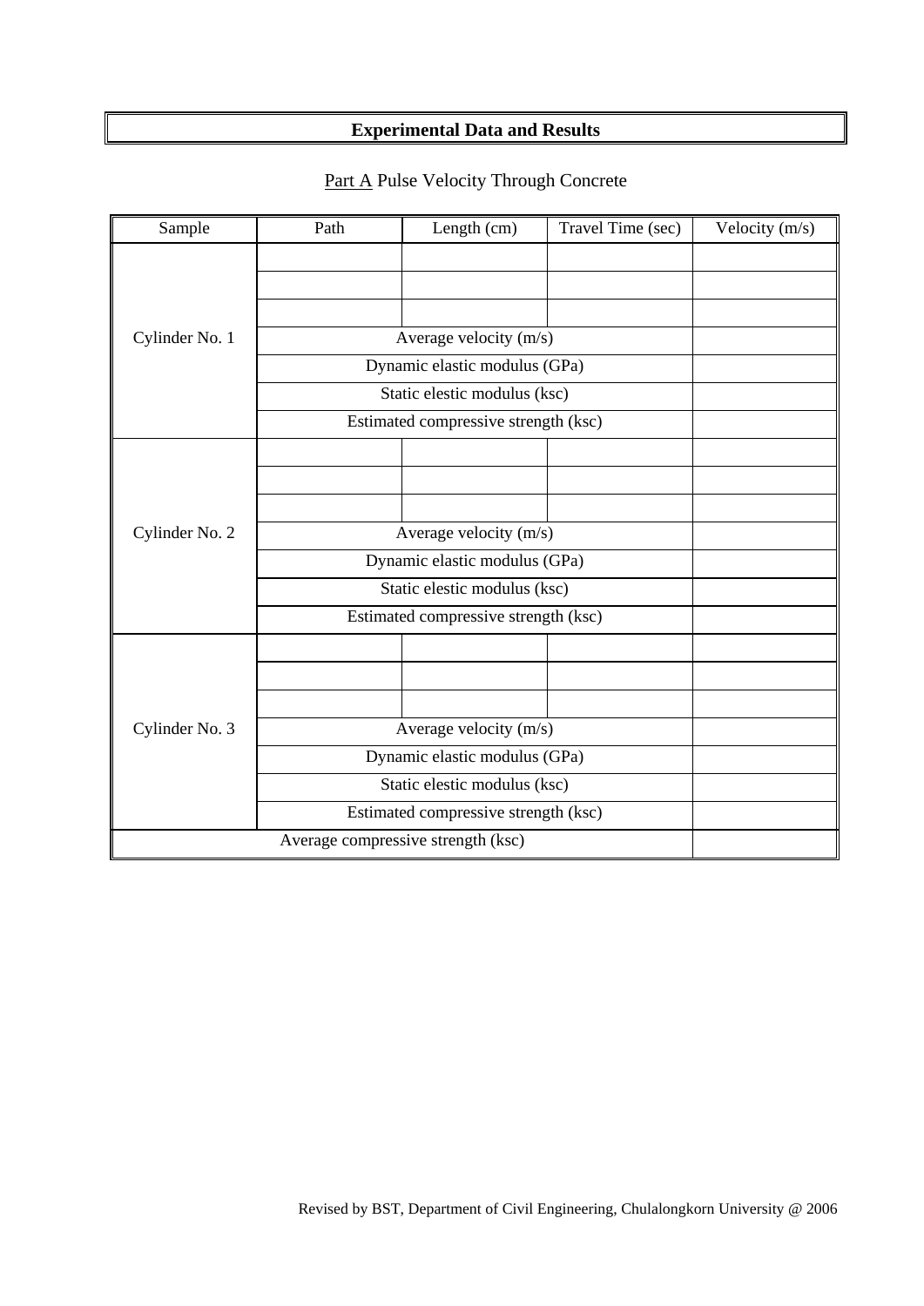## Experimental Data and Results

Part A Pulse Velocity Through Concrete

| Sample | Path | Length (cm) | Travel Time (sec) | Velocity (m/s) |
|---|---|---|---|---|
| Cylinder No. 1 | | | | |
| | | | | |
| | | | | |
| | Average velocity (m/s) | | | |
| | Dynamic elastic modulus (GPa) | | | |
| | Static elestic modulus (ksc) | | | |
| | Estimated compressive strength (ksc) | | | |
| Cylinder No. 2 | | | | |
| | | | | |
| | | | | |
| | Average velocity (m/s) | | | |
| | Dynamic elastic modulus (GPa) | | | |
| | Static elestic modulus (ksc) | | | |
| | Estimated compressive strength (ksc) | | | |
| Cylinder No. 3 | | | | |
| | | | | |
| | | | | |
| | Average velocity (m/s) | | | |
| | Dynamic elastic modulus (GPa) | | | |
| | Static elestic modulus (ksc) | | | |
| | Estimated compressive strength (ksc) | | | |
| Average compressive strength (ksc) | | | | |

Revised by BST, Department of Civil Engineering, Chulalongkorn University @ 2006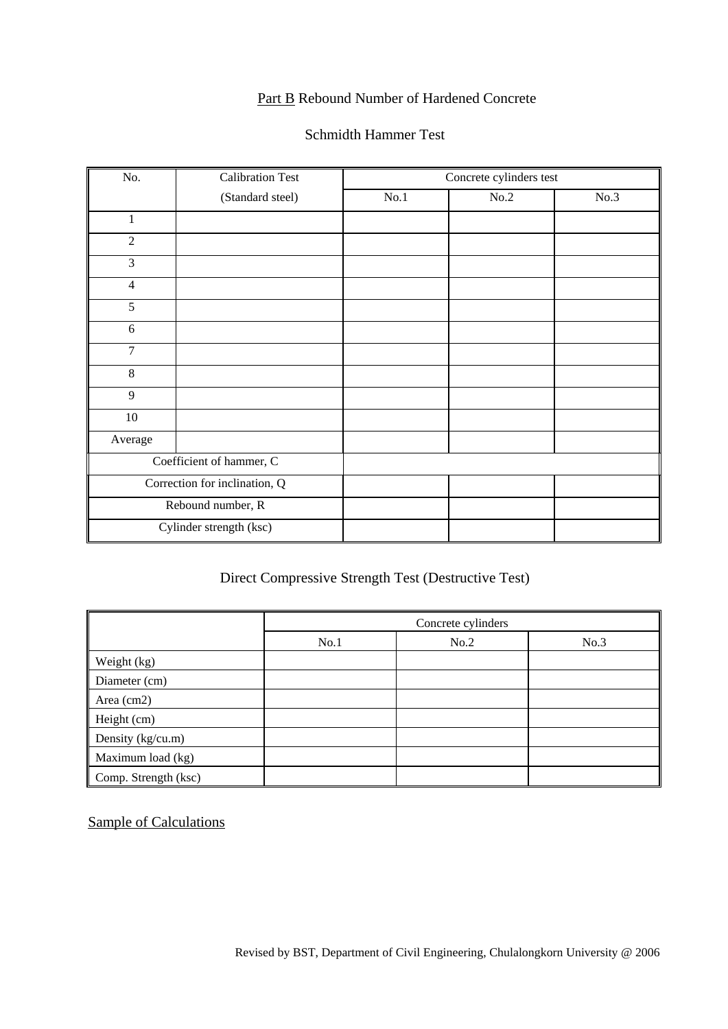## Part B Rebound Number of Hardened Concrete

### Schmidth Hammer Test

| No. | Calibration Test (Standard steel) | Concrete cylinders test | | |
|---|---|---|---|---|
| | | No.1 | No.2 | No.3 |
| 1 | | | | |
| 2 | | | | |
| 3 | | | | |
| 4 | | | | |
| 5 | | | | |
| 6 | | | | |
| 7 | | | | |
| 8 | | | | |
| 9 | | | | |
| 10 | | | | |
| Average | | | | |
| Coefficient of hammer, C | | | | |
| Correction for inclination, Q | | | | |
| Rebound number, R | | | | |
| Cylinder strength (ksc) | | | | |

### Direct Compressive Strength Test (Destructive Test)

| | Concrete cylinders | | |
|---|---|---|---|
| | No.1 | No.2 | No.3 |
| Weight (kg) | | | |
| Diameter (cm) | | | |
| Area (cm2) | | | |
| Height (cm) | | | |
| Density (kg/cu.m) | | | |
| Maximum load (kg) | | | |
| Comp. Strength (ksc) | | | |

Sample of Calculations

Revised by BST, Department of Civil Engineering, Chulalongkorn University @ 2006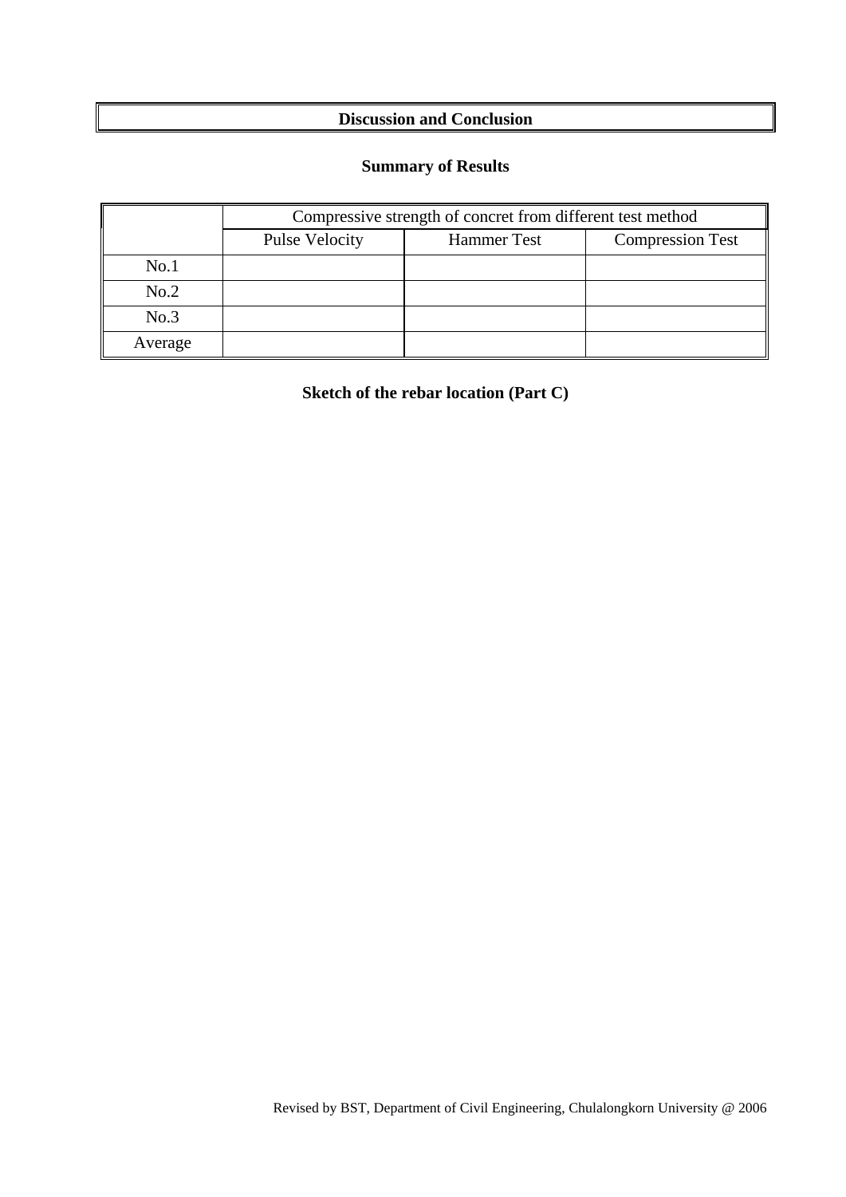## Discussion and Conclusion

### Summary of Results

| | Compressive strength of concret from different test method | | |
|---|---|---|---|
| | Pulse Velocity | Hammer Test | Compression Test |
| No.1 | | | |
| No.2 | | | |
| No.3 | | | |
| Average | | | |

### Sketch of the rebar location (Part C)